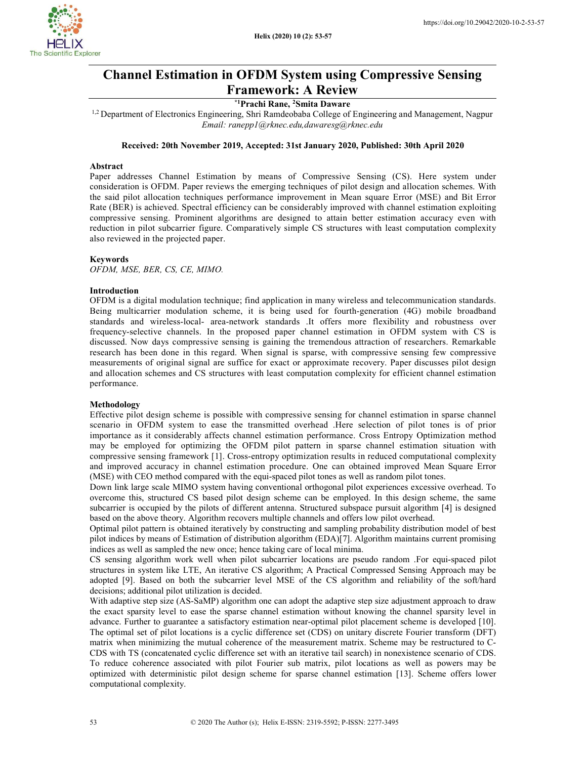# Channel Estimation in OFDM System using Compressive Sensing Framework: A Review

**\*[1]Prachi Rane, [2]Smita Daware**

[1,2] Department of Electronics Engineering, Shri Ramdeobaba College of Engineering and Management, Nagpur
*Email: ranepp1@rknec.edu,dawaresg@rknec.edu*

**Received: 20th November 2019, Accepted: 31st January 2020, Published: 30th April 2020**

## Abstract

Paper addresses Channel Estimation by means of Compressive Sensing (CS). Here system under consideration is OFDM. Paper reviews the emerging techniques of pilot design and allocation schemes. With the said pilot allocation techniques performance improvement in Mean square Error (MSE) and Bit Error Rate (BER) is achieved. Spectral efficiency can be considerably improved with channel estimation exploiting compressive sensing. Prominent algorithms are designed to attain better estimation accuracy even with reduction in pilot subcarrier figure. Comparatively simple CS structures with least computation complexity also reviewed in the projected paper.

## Keywords

*OFDM, MSE, BER, CS, CE, MIMO.*

## Introduction

OFDM is a digital modulation technique; find application in many wireless and telecommunication standards. Being multicarrier modulation scheme, it is being used for fourth-generation (4G) mobile broadband standards and wireless-local- area-network standards .It offers more flexibility and robustness over frequency-selective channels. In the proposed paper channel estimation in OFDM system with CS is discussed. Now days compressive sensing is gaining the tremendous attraction of researchers. Remarkable research has been done in this regard. When signal is sparse, with compressive sensing few compressive measurements of original signal are suffice for exact or approximate recovery. Paper discusses pilot design and allocation schemes and CS structures with least computation complexity for efficient channel estimation performance.

## Methodology

Effective pilot design scheme is possible with compressive sensing for channel estimation in sparse channel scenario in OFDM system to ease the transmitted overhead .Here selection of pilot tones is of prior importance as it considerably affects channel estimation performance. Cross Entropy Optimization method may be employed for optimizing the OFDM pilot pattern in sparse channel estimation situation with compressive sensing framework [1]. Cross-entropy optimization results in reduced computational complexity and improved accuracy in channel estimation procedure. One can obtained improved Mean Square Error (MSE) with CEO method compared with the equi-spaced pilot tones as well as random pilot tones.

Down link large scale MIMO system having conventional orthogonal pilot experiences excessive overhead. To overcome this, structured CS based pilot design scheme can be employed. In this design scheme, the same subcarrier is occupied by the pilots of different antenna. Structured subspace pursuit algorithm [4] is designed based on the above theory. Algorithm recovers multiple channels and offers low pilot overhead.

Optimal pilot pattern is obtained iteratively by constructing and sampling probability distribution model of best pilot indices by means of Estimation of distribution algorithm (EDA)[7]. Algorithm maintains current promising indices as well as sampled the new once; hence taking care of local minima.

CS sensing algorithm work well when pilot subcarrier locations are pseudo random .For equi-spaced pilot structures in system like LTE, An iterative CS algorithm; A Practical Compressed Sensing Approach may be adopted [9]. Based on both the subcarrier level MSE of the CS algorithm and reliability of the soft/hard decisions; additional pilot utilization is decided.

With adaptive step size (AS-SaMP) algorithm one can adopt the adaptive step size adjustment approach to draw the exact sparsity level to ease the sparse channel estimation without knowing the channel sparsity level in advance. Further to guarantee a satisfactory estimation near-optimal pilot placement scheme is developed [10]. The optimal set of pilot locations is a cyclic difference set (CDS) on unitary discrete Fourier transform (DFT) matrix when minimizing the mutual coherence of the measurement matrix. Scheme may be restructured to C-CDS with TS (concatenated cyclic difference set with an iterative tail search) in nonexistence scenario of CDS. To reduce coherence associated with pilot Fourier sub matrix, pilot locations as well as powers may be optimized with deterministic pilot design scheme for sparse channel estimation [13]. Scheme offers lower computational complexity.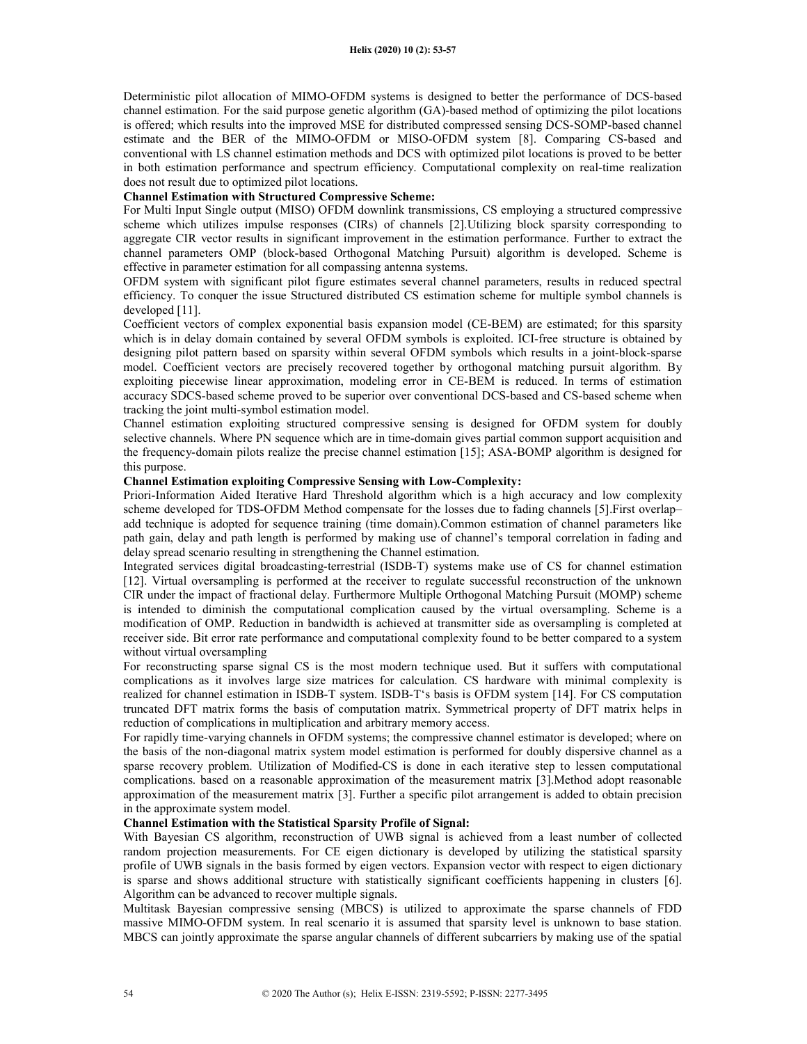Deterministic pilot allocation of MIMO-OFDM systems is designed to better the performance of DCS-based channel estimation. For the said purpose genetic algorithm (GA)-based method of optimizing the pilot locations is offered; which results into the improved MSE for distributed compressed sensing DCS-SOMP-based channel estimate and the BER of the MIMO-OFDM or MISO-OFDM system [8]. Comparing CS-based and conventional with LS channel estimation methods and DCS with optimized pilot locations is proved to be better in both estimation performance and spectrum efficiency. Computational complexity on real-time realization does not result due to optimized pilot locations.

**Channel Estimation with Structured Compressive Scheme:**

For Multi Input Single output (MISO) OFDM downlink transmissions, CS employing a structured compressive scheme which utilizes impulse responses (CIRs) of channels [2].Utilizing block sparsity corresponding to aggregate CIR vector results in significant improvement in the estimation performance. Further to extract the channel parameters OMP (block-based Orthogonal Matching Pursuit) algorithm is developed. Scheme is effective in parameter estimation for all compassing antenna systems.

OFDM system with significant pilot figure estimates several channel parameters, results in reduced spectral efficiency. To conquer the issue Structured distributed CS estimation scheme for multiple symbol channels is developed [11].

Coefficient vectors of complex exponential basis expansion model (CE-BEM) are estimated; for this sparsity which is in delay domain contained by several OFDM symbols is exploited. ICI-free structure is obtained by designing pilot pattern based on sparsity within several OFDM symbols which results in a joint-block-sparse model. Coefficient vectors are precisely recovered together by orthogonal matching pursuit algorithm. By exploiting piecewise linear approximation, modeling error in CE-BEM is reduced. In terms of estimation accuracy SDCS-based scheme proved to be superior over conventional DCS-based and CS-based scheme when tracking the joint multi-symbol estimation model.

Channel estimation exploiting structured compressive sensing is designed for OFDM system for doubly selective channels. Where PN sequence which are in time-domain gives partial common support acquisition and the frequency-domain pilots realize the precise channel estimation [15]; ASA-BOMP algorithm is designed for this purpose.

**Channel Estimation exploiting Compressive Sensing with Low-Complexity:**

Priori-Information Aided Iterative Hard Threshold algorithm which is a high accuracy and low complexity scheme developed for TDS-OFDM Method compensate for the losses due to fading channels [5].First overlap–add technique is adopted for sequence training (time domain).Common estimation of channel parameters like path gain, delay and path length is performed by making use of channel's temporal correlation in fading and delay spread scenario resulting in strengthening the Channel estimation.

Integrated services digital broadcasting-terrestrial (ISDB-T) systems make use of CS for channel estimation [12]. Virtual oversampling is performed at the receiver to regulate successful reconstruction of the unknown CIR under the impact of fractional delay. Furthermore Multiple Orthogonal Matching Pursuit (MOMP) scheme is intended to diminish the computational complication caused by the virtual oversampling. Scheme is a modification of OMP. Reduction in bandwidth is achieved at transmitter side as oversampling is completed at receiver side. Bit error rate performance and computational complexity found to be better compared to a system without virtual oversampling

For reconstructing sparse signal CS is the most modern technique used. But it suffers with computational complications as it involves large size matrices for calculation. CS hardware with minimal complexity is realized for channel estimation in ISDB-T system. ISDB-T's basis is OFDM system [14]. For CS computation truncated DFT matrix forms the basis of computation matrix. Symmetrical property of DFT matrix helps in reduction of complications in multiplication and arbitrary memory access.

For rapidly time-varying channels in OFDM systems; the compressive channel estimator is developed; where on the basis of the non-diagonal matrix system model estimation is performed for doubly dispersive channel as a sparse recovery problem. Utilization of Modified-CS is done in each iterative step to lessen computational complications. based on a reasonable approximation of the measurement matrix [3].Method adopt reasonable approximation of the measurement matrix [3]. Further a specific pilot arrangement is added to obtain precision in the approximate system model.

**Channel Estimation with the Statistical Sparsity Profile of Signal:**

With Bayesian CS algorithm, reconstruction of UWB signal is achieved from a least number of collected random projection measurements. For CE eigen dictionary is developed by utilizing the statistical sparsity profile of UWB signals in the basis formed by eigen vectors. Expansion vector with respect to eigen dictionary is sparse and shows additional structure with statistically significant coefficients happening in clusters [6]. Algorithm can be advanced to recover multiple signals.

Multitask Bayesian compressive sensing (MBCS) is utilized to approximate the sparse channels of FDD massive MIMO-OFDM system. In real scenario it is assumed that sparsity level is unknown to base station. MBCS can jointly approximate the sparse angular channels of different subcarriers by making use of the spatial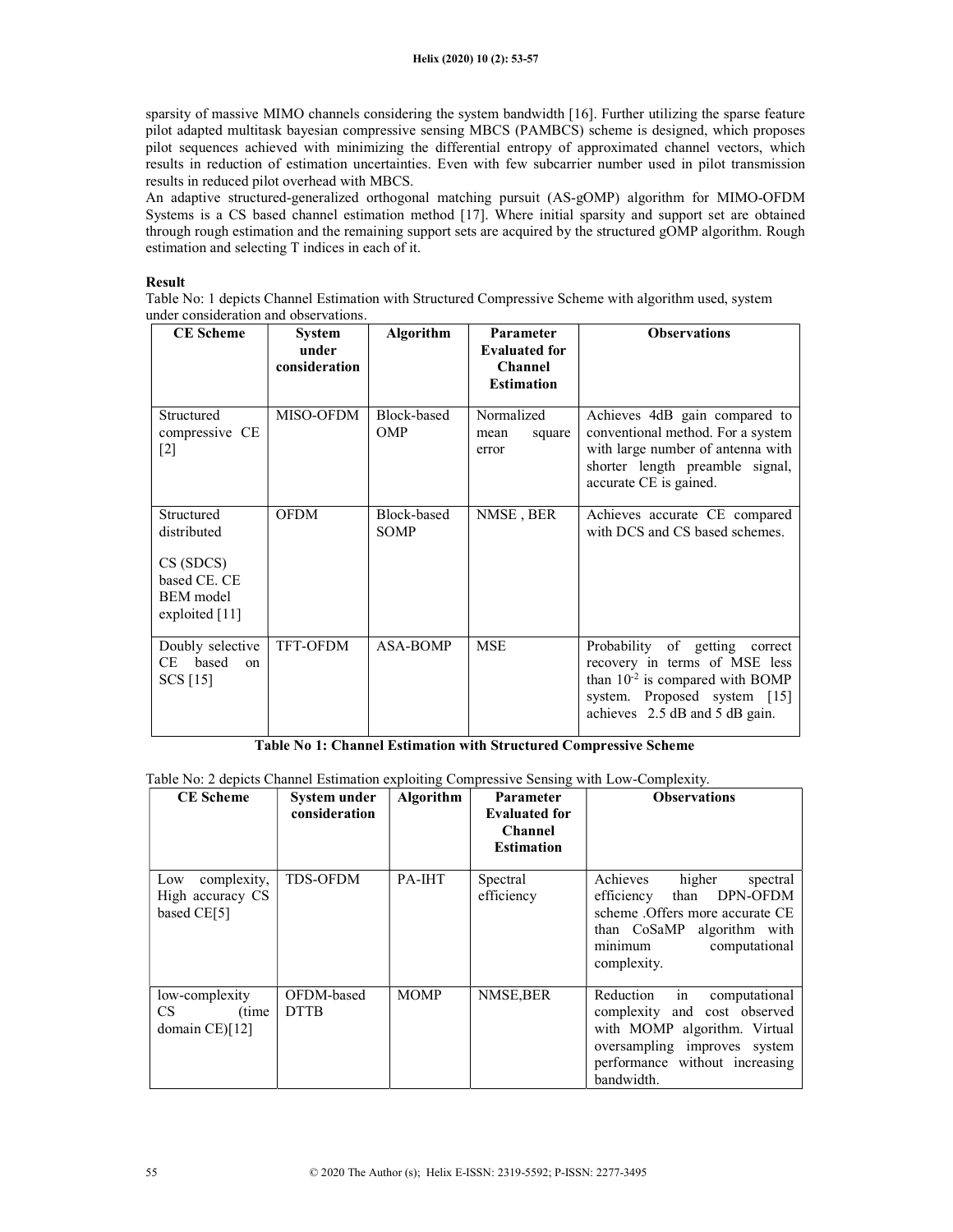sparsity of massive MIMO channels considering the system bandwidth [16]. Further utilizing the sparse feature pilot adapted multitask bayesian compressive sensing MBCS (PAMBCS) scheme is designed, which proposes pilot sequences achieved with minimizing the differential entropy of approximated channel vectors, which results in reduction of estimation uncertainties. Even with few subcarrier number used in pilot transmission results in reduced pilot overhead with MBCS.

An adaptive structured-generalized orthogonal matching pursuit (AS-gOMP) algorithm for MIMO-OFDM Systems is a CS based channel estimation method [17]. Where initial sparsity and support set are obtained through rough estimation and the remaining support sets are acquired by the structured gOMP algorithm. Rough estimation and selecting T indices in each of it.

**Result**

Table No: 1 depicts Channel Estimation with Structured Compressive Scheme with algorithm used, system under consideration and observations.

| CE Scheme | System under consideration | Algorithm | Parameter Evaluated for Channel Estimation | Observations |
|---|---|---|---|---|
| Structured compressive CE [2] | MISO-OFDM | Block-based OMP | Normalized mean square error | Achieves 4dB gain compared to conventional method. For a system with large number of antenna with shorter length preamble signal, accurate CE is gained. |
| Structured distributed CS (SDCS) based CE. CE BEM model exploited [11] | OFDM | Block-based SOMP | NMSE , BER | Achieves accurate CE compared with DCS and CS based schemes. |
| Doubly selective CE based on SCS [15] | TFT-OFDM | ASA-BOMP | MSE | Probability of getting correct recovery in terms of MSE less than $10^{-2}$ is compared with BOMP system. Proposed system [15] achieves 2.5 dB and 5 dB gain. |

**Table No 1: Channel Estimation with Structured Compressive Scheme**

Table No: 2 depicts Channel Estimation exploiting Compressive Sensing with Low-Complexity.

| CE Scheme | System under consideration | Algorithm | Parameter Evaluated for Channel Estimation | Observations |
|---|---|---|---|---|
| Low complexity, High accuracy CS based CE[5] | TDS-OFDM | PA-IHT | Spectral efficiency | Achieves higher spectral efficiency than DPN-OFDM scheme .Offers more accurate CE than CoSaMP algorithm with minimum computational complexity. |
| low-complexity CS (time domain CE)[12] | OFDM-based DTTB | MOMP | NMSE,BER | Reduction in computational complexity and cost observed with MOMP algorithm. Virtual oversampling improves system performance without increasing bandwidth. |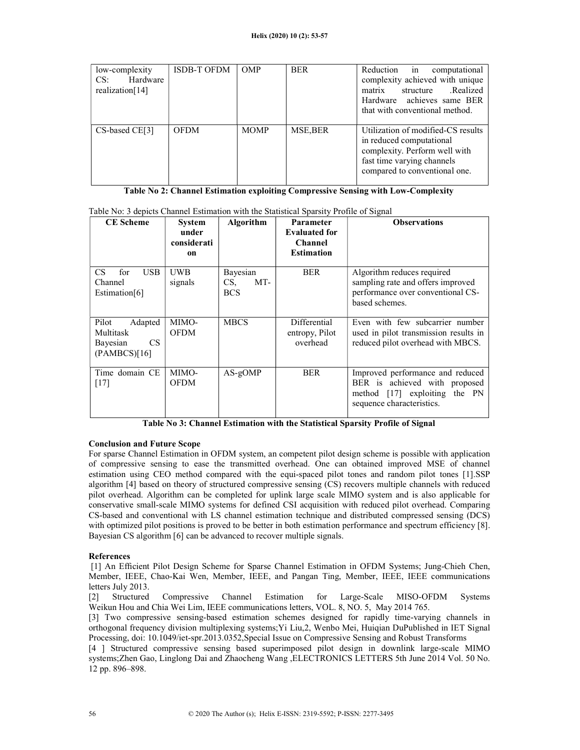| low-complexity CS: Hardware realization[14] | ISDB-T OFDM | OMP | BER | Reduction in computational complexity achieved with unique matrix structure .Realized Hardware achieves same BER that with conventional method. |
|---|---|---|---|---|
| CS-based CE[3] | OFDM | MOMP | MSE,BER | Utilization of modified-CS results in reduced computational complexity. Perform well with fast time varying channels compared to conventional one. |

**Table No 2: Channel Estimation exploiting Compressive Sensing with Low-Complexity**

Table No: 3 depicts Channel Estimation with the Statistical Sparsity Profile of Signal

| CE Scheme | System under consideration | Algorithm | Parameter Evaluated for Channel Estimation | Observations |
|---|---|---|---|---|
| CS for USB Channel Estimation[6] | UWB signals | Bayesian CS, MT-BCS | BER | Algorithm reduces required sampling rate and offers improved performance over conventional CS-based schemes. |
| Pilot Adapted Multitask Bayesian CS (PAMBCS)[16] | MIMO-OFDM | MBCS | Differential entropy, Pilot overhead | Even with few subcarrier number used in pilot transmission results in reduced pilot overhead with MBCS. |
| Time domain CE [17] | MIMO-OFDM | AS-gOMP | BER | Improved performance and reduced BER is achieved with proposed method [17] exploiting the PN sequence characteristics. |

**Table No 3: Channel Estimation with the Statistical Sparsity Profile of Signal**

## Conclusion and Future Scope

For sparse Channel Estimation in OFDM system, an competent pilot design scheme is possible with application of compressive sensing to ease the transmitted overhead. One can obtained improved MSE of channel estimation using CEO method compared with the equi-spaced pilot tones and random pilot tones [1].SSP algorithm [4] based on theory of structured compressive sensing (CS) recovers multiple channels with reduced pilot overhead. Algorithm can be completed for uplink large scale MIMO system and is also applicable for conservative small-scale MIMO systems for defined CSI acquisition with reduced pilot overhead. Comparing CS-based and conventional with LS channel estimation technique and distributed compressed sensing (DCS) with optimized pilot positions is proved to be better in both estimation performance and spectrum efficiency [8]. Bayesian CS algorithm [6] can be advanced to recover multiple signals.

## References

[1] An Efficient Pilot Design Scheme for Sparse Channel Estimation in OFDM Systems; Jung-Chieh Chen, Member, IEEE, Chao-Kai Wen, Member, IEEE, and Pangan Ting, Member, IEEE, IEEE communications letters July 2013.

[2] Structured Compressive Channel Estimation for Large-Scale MISO-OFDM Systems Weikun Hou and Chia Wei Lim, IEEE communications letters, VOL. 8, NO. 5, May 2014 765.

[3] Two compressive sensing-based estimation schemes designed for rapidly time-varying channels in orthogonal frequency division multiplexing systems;Yi Liu,2, Wenbo Mei, Huiqian DuPublished in IET Signal Processing, doi: 10.1049/iet-spr.2013.0352,Special Issue on Compressive Sensing and Robust Transforms

[4 ] Structured compressive sensing based superimposed pilot design in downlink large-scale MIMO systems;Zhen Gao, Linglong Dai and Zhaocheng Wang ,ELECTRONICS LETTERS 5th June 2014 Vol. 50 No. 12 pp. 896–898.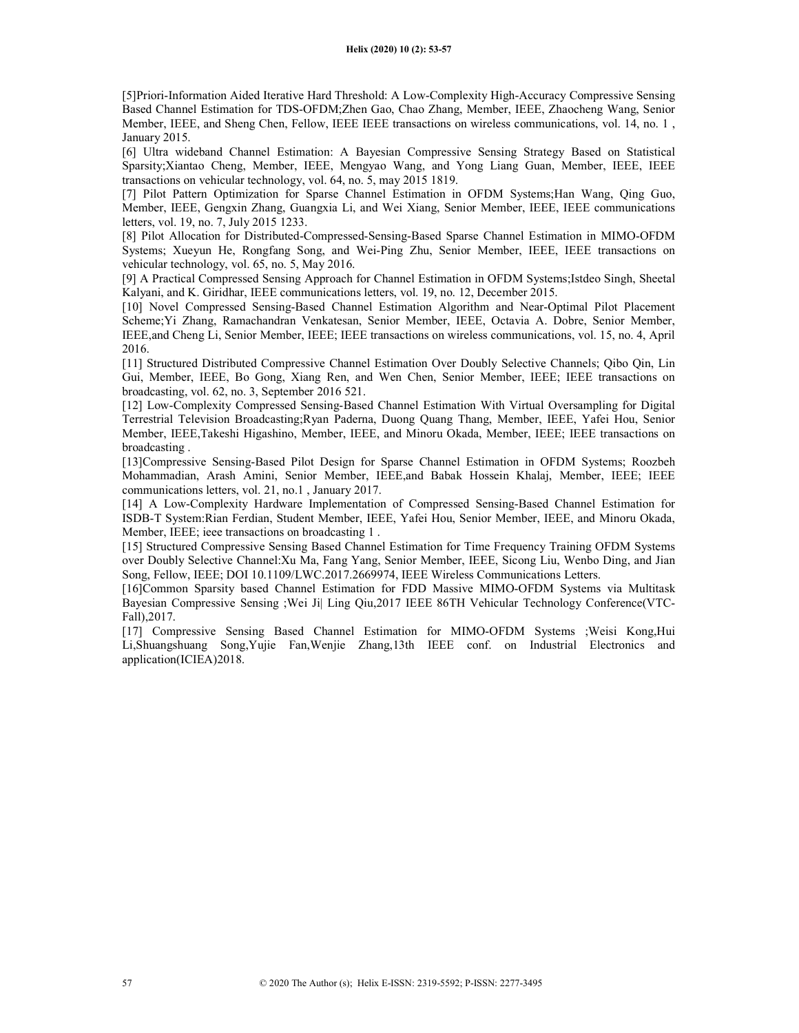[5]Priori-Information Aided Iterative Hard Threshold: A Low-Complexity High-Accuracy Compressive Sensing Based Channel Estimation for TDS-OFDM;Zhen Gao, Chao Zhang, Member, IEEE, Zhaocheng Wang, Senior Member, IEEE, and Sheng Chen, Fellow, IEEE IEEE transactions on wireless communications, vol. 14, no. 1 , January 2015.

[6] Ultra wideband Channel Estimation: A Bayesian Compressive Sensing Strategy Based on Statistical Sparsity;Xiantao Cheng, Member, IEEE, Mengyao Wang, and Yong Liang Guan, Member, IEEE, IEEE transactions on vehicular technology, vol. 64, no. 5, may 2015 1819.

[7] Pilot Pattern Optimization for Sparse Channel Estimation in OFDM Systems;Han Wang, Qing Guo, Member, IEEE, Gengxin Zhang, Guangxia Li, and Wei Xiang, Senior Member, IEEE, IEEE communications letters, vol. 19, no. 7, July 2015 1233.

[8] Pilot Allocation for Distributed-Compressed-Sensing-Based Sparse Channel Estimation in MIMO-OFDM Systems; Xueyun He, Rongfang Song, and Wei-Ping Zhu, Senior Member, IEEE, IEEE transactions on vehicular technology, vol. 65, no. 5, May 2016.

[9] A Practical Compressed Sensing Approach for Channel Estimation in OFDM Systems;Istdeo Singh, Sheetal Kalyani, and K. Giridhar, IEEE communications letters, vol. 19, no. 12, December 2015.

[10] Novel Compressed Sensing-Based Channel Estimation Algorithm and Near-Optimal Pilot Placement Scheme;Yi Zhang, Ramachandran Venkatesan, Senior Member, IEEE, Octavia A. Dobre, Senior Member, IEEE,and Cheng Li, Senior Member, IEEE; IEEE transactions on wireless communications, vol. 15, no. 4, April 2016.

[11] Structured Distributed Compressive Channel Estimation Over Doubly Selective Channels; Qibo Qin, Lin Gui, Member, IEEE, Bo Gong, Xiang Ren, and Wen Chen, Senior Member, IEEE; IEEE transactions on broadcasting, vol. 62, no. 3, September 2016 521.

[12] Low-Complexity Compressed Sensing-Based Channel Estimation With Virtual Oversampling for Digital Terrestrial Television Broadcasting;Ryan Paderna, Duong Quang Thang, Member, IEEE, Yafei Hou, Senior Member, IEEE,Takeshi Higashino, Member, IEEE, and Minoru Okada, Member, IEEE; IEEE transactions on broadcasting .

[13]Compressive Sensing-Based Pilot Design for Sparse Channel Estimation in OFDM Systems; Roozbeh Mohammadian, Arash Amini, Senior Member, IEEE,and Babak Hossein Khalaj, Member, IEEE; IEEE communications letters, vol. 21, no.1 , January 2017.

[14] A Low-Complexity Hardware Implementation of Compressed Sensing-Based Channel Estimation for ISDB-T System:Rian Ferdian, Student Member, IEEE, Yafei Hou, Senior Member, IEEE, and Minoru Okada, Member, IEEE; ieee transactions on broadcasting 1 .

[15] Structured Compressive Sensing Based Channel Estimation for Time Frequency Training OFDM Systems over Doubly Selective Channel:Xu Ma, Fang Yang, Senior Member, IEEE, Sicong Liu, Wenbo Ding, and Jian Song, Fellow, IEEE; DOI 10.1109/LWC.2017.2669974, IEEE Wireless Communications Letters.

[16]Common Sparsity based Channel Estimation for FDD Massive MIMO-OFDM Systems via Multitask Bayesian Compressive Sensing ;Wei Ji| Ling Qiu,2017 IEEE 86TH Vehicular Technology Conference(VTC-Fall),2017.

[17] Compressive Sensing Based Channel Estimation for MIMO-OFDM Systems ;Weisi Kong,Hui Li,Shuangshuang Song,Yujie Fan,Wenjie Zhang,13th IEEE conf. on Industrial Electronics and application(ICIEA)2018.